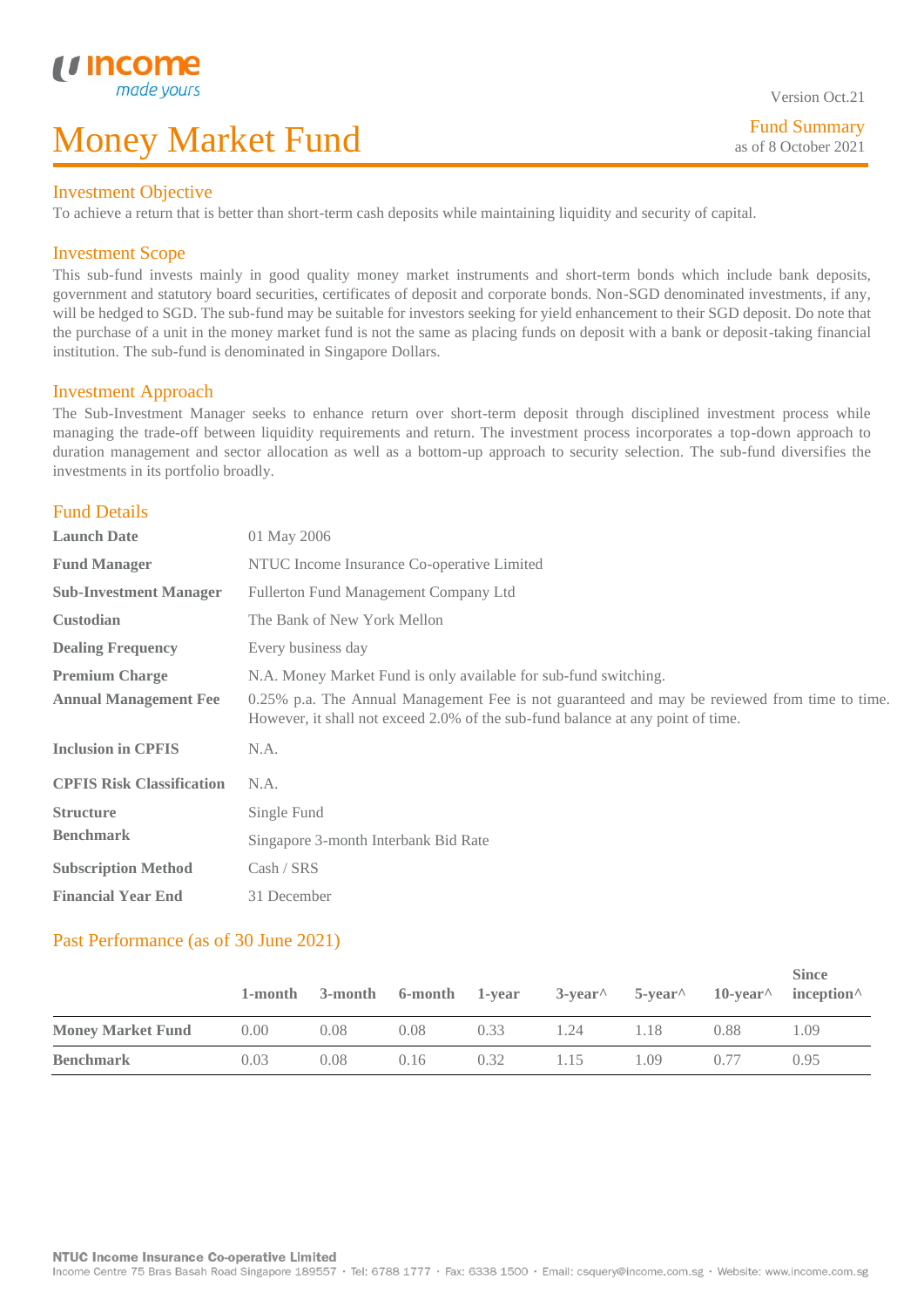Version Oct.21

# Money Market Fund

Fund Summary
as of 8 October 2021

## Investment Objective

To achieve a return that is better than short-term cash deposits while maintaining liquidity and security of capital.

## Investment Scope

This sub-fund invests mainly in good quality money market instruments and short-term bonds which include bank deposits, government and statutory board securities, certificates of deposit and corporate bonds. Non-SGD denominated investments, if any, will be hedged to SGD. The sub-fund may be suitable for investors seeking for yield enhancement to their SGD deposit. Do note that the purchase of a unit in the money market fund is not the same as placing funds on deposit with a bank or deposit-taking financial institution. The sub-fund is denominated in Singapore Dollars.

## Investment Approach

The Sub-Investment Manager seeks to enhance return over short-term deposit through disciplined investment process while managing the trade-off between liquidity requirements and return. The investment process incorporates a top-down approach to duration management and sector allocation as well as a bottom-up approach to security selection. The sub-fund diversifies the investments in its portfolio broadly.

## Fund Details

| | |
|---|---|
| **Launch Date** | 01 May 2006 |
| **Fund Manager** | NTUC Income Insurance Co-operative Limited |
| **Sub-Investment Manager** | Fullerton Fund Management Company Ltd |
| **Custodian** | The Bank of New York Mellon |
| **Dealing Frequency** | Every business day |
| **Premium Charge** | N.A. Money Market Fund is only available for sub-fund switching. |
| **Annual Management Fee** | 0.25% p.a. The Annual Management Fee is not guaranteed and may be reviewed from time to time. However, it shall not exceed 2.0% of the sub-fund balance at any point of time. |
| **Inclusion in CPFIS** | N.A. |
| **CPFIS Risk Classification** | N.A. |
| **Structure** | Single Fund |
| **Benchmark** | Singapore 3-month Interbank Bid Rate |
| **Subscription Method** | Cash / SRS |
| **Financial Year End** | 31 December |

## Past Performance (as of 30 June 2021)

| | 1-month | 3-month | 6-month | 1-year | 3-year^ | 5-year^ | 10-year^ | Since inception^ |
|---|---|---|---|---|---|---|---|---|
| **Money Market Fund** | 0.00 | 0.08 | 0.08 | 0.33 | 1.24 | 1.18 | 0.88 | 1.09 |
| **Benchmark** | 0.03 | 0.08 | 0.16 | 0.32 | 1.15 | 1.09 | 0.77 | 0.95 |

**NTUC Income Insurance Co-operative Limited**
Income Centre 75 Bras Basah Road Singapore 189557 · Tel: 6788 1777 · Fax: 6338 1500 · Email: csquery@income.com.sg · Website: www.income.com.sg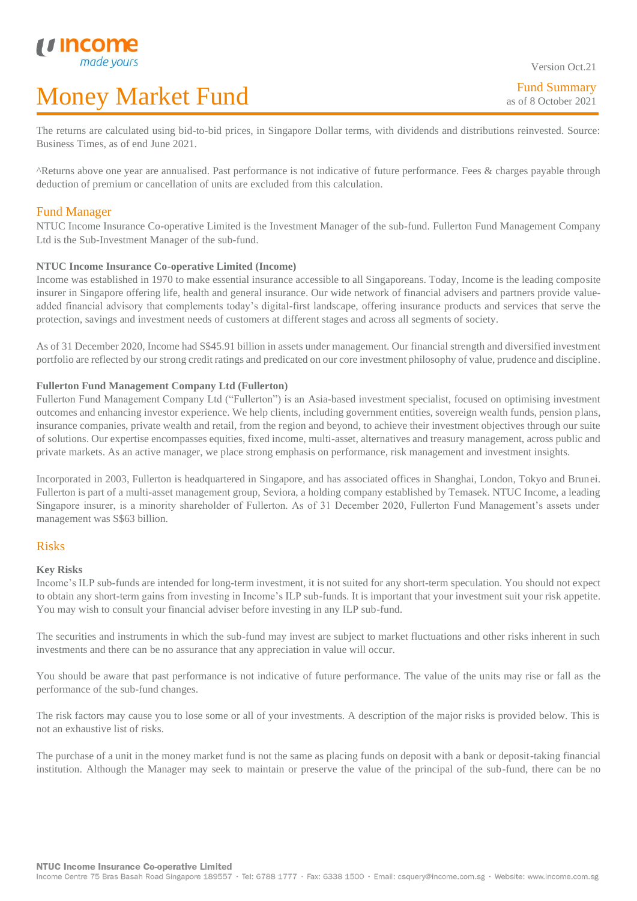The returns are calculated using bid-to-bid prices, in Singapore Dollar terms, with dividends and distributions reinvested. Source: Business Times, as of end June 2021.

^Returns above one year are annualised. Past performance is not indicative of future performance. Fees & charges payable through deduction of premium or cancellation of units are excluded from this calculation.

## Fund Manager

NTUC Income Insurance Co-operative Limited is the Investment Manager of the sub-fund. Fullerton Fund Management Company Ltd is the Sub-Investment Manager of the sub-fund.

**NTUC Income Insurance Co-operative Limited (Income)**

Income was established in 1970 to make essential insurance accessible to all Singaporeans. Today, Income is the leading composite insurer in Singapore offering life, health and general insurance. Our wide network of financial advisers and partners provide value-added financial advisory that complements today's digital-first landscape, offering insurance products and services that serve the protection, savings and investment needs of customers at different stages and across all segments of society.

As of 31 December 2020, Income had S$45.91 billion in assets under management. Our financial strength and diversified investment portfolio are reflected by our strong credit ratings and predicated on our core investment philosophy of value, prudence and discipline.

**Fullerton Fund Management Company Ltd (Fullerton)**

Fullerton Fund Management Company Ltd ("Fullerton") is an Asia-based investment specialist, focused on optimising investment outcomes and enhancing investor experience. We help clients, including government entities, sovereign wealth funds, pension plans, insurance companies, private wealth and retail, from the region and beyond, to achieve their investment objectives through our suite of solutions. Our expertise encompasses equities, fixed income, multi-asset, alternatives and treasury management, across public and private markets. As an active manager, we place strong emphasis on performance, risk management and investment insights.

Incorporated in 2003, Fullerton is headquartered in Singapore, and has associated offices in Shanghai, London, Tokyo and Brunei. Fullerton is part of a multi-asset management group, Seviora, a holding company established by Temasek. NTUC Income, a leading Singapore insurer, is a minority shareholder of Fullerton. As of 31 December 2020, Fullerton Fund Management's assets under management was S$63 billion.

## Risks

**Key Risks**

Income's ILP sub-funds are intended for long-term investment, it is not suited for any short-term speculation. You should not expect to obtain any short-term gains from investing in Income's ILP sub-funds. It is important that your investment suit your risk appetite. You may wish to consult your financial adviser before investing in any ILP sub-fund.

The securities and instruments in which the sub-fund may invest are subject to market fluctuations and other risks inherent in such investments and there can be no assurance that any appreciation in value will occur.

You should be aware that past performance is not indicative of future performance. The value of the units may rise or fall as the performance of the sub-fund changes.

The risk factors may cause you to lose some or all of your investments. A description of the major risks is provided below. This is not an exhaustive list of risks.

The purchase of a unit in the money market fund is not the same as placing funds on deposit with a bank or deposit-taking financial institution. Although the Manager may seek to maintain or preserve the value of the principal of the sub-fund, there can be no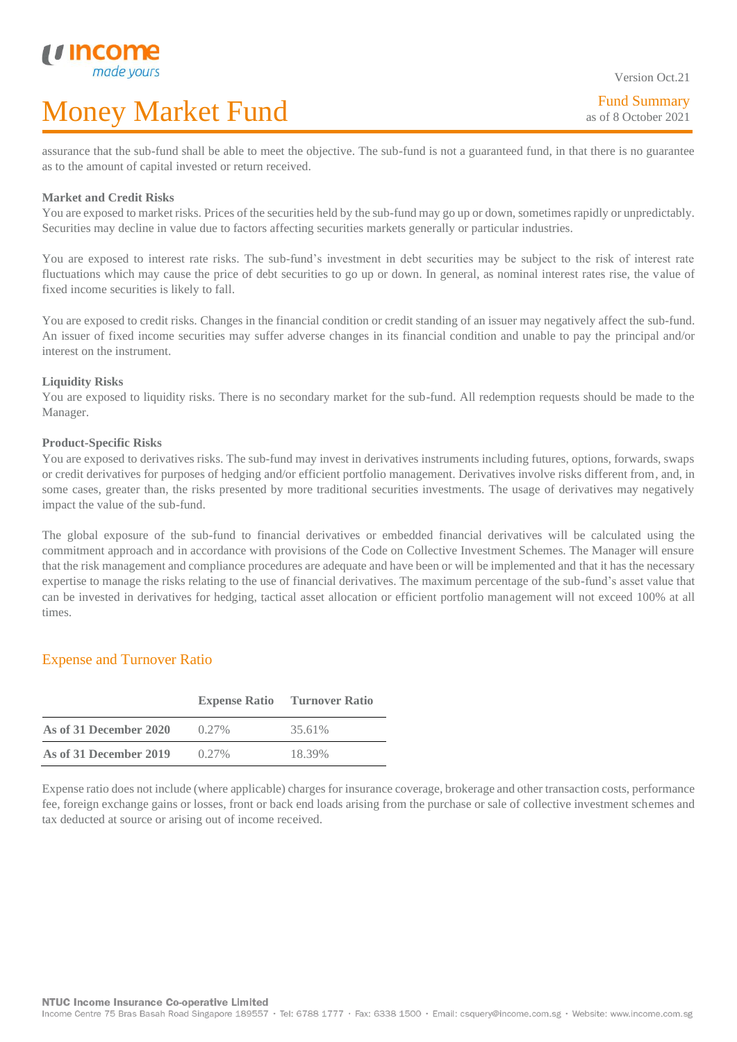assurance that the sub-fund shall be able to meet the objective. The sub-fund is not a guaranteed fund, in that there is no guarantee as to the amount of capital invested or return received.

**Market and Credit Risks**

You are exposed to market risks. Prices of the securities held by the sub-fund may go up or down, sometimes rapidly or unpredictably. Securities may decline in value due to factors affecting securities markets generally or particular industries.

You are exposed to interest rate risks. The sub-fund's investment in debt securities may be subject to the risk of interest rate fluctuations which may cause the price of debt securities to go up or down. In general, as nominal interest rates rise, the value of fixed income securities is likely to fall.

You are exposed to credit risks. Changes in the financial condition or credit standing of an issuer may negatively affect the sub-fund. An issuer of fixed income securities may suffer adverse changes in its financial condition and unable to pay the principal and/or interest on the instrument.

**Liquidity Risks**

You are exposed to liquidity risks. There is no secondary market for the sub-fund. All redemption requests should be made to the Manager.

**Product-Specific Risks**

You are exposed to derivatives risks. The sub-fund may invest in derivatives instruments including futures, options, forwards, swaps or credit derivatives for purposes of hedging and/or efficient portfolio management. Derivatives involve risks different from, and, in some cases, greater than, the risks presented by more traditional securities investments. The usage of derivatives may negatively impact the value of the sub-fund.

The global exposure of the sub-fund to financial derivatives or embedded financial derivatives will be calculated using the commitment approach and in accordance with provisions of the Code on Collective Investment Schemes. The Manager will ensure that the risk management and compliance procedures are adequate and have been or will be implemented and that it has the necessary expertise to manage the risks relating to the use of financial derivatives. The maximum percentage of the sub-fund's asset value that can be invested in derivatives for hedging, tactical asset allocation or efficient portfolio management will not exceed 100% at all times.

## Expense and Turnover Ratio

| | Expense Ratio | Turnover Ratio |
|---|---|---|
| **As of 31 December 2020** | 0.27% | 35.61% |
| **As of 31 December 2019** | 0.27% | 18.39% |

Expense ratio does not include (where applicable) charges for insurance coverage, brokerage and other transaction costs, performance fee, foreign exchange gains or losses, front or back end loads arising from the purchase or sale of collective investment schemes and tax deducted at source or arising out of income received.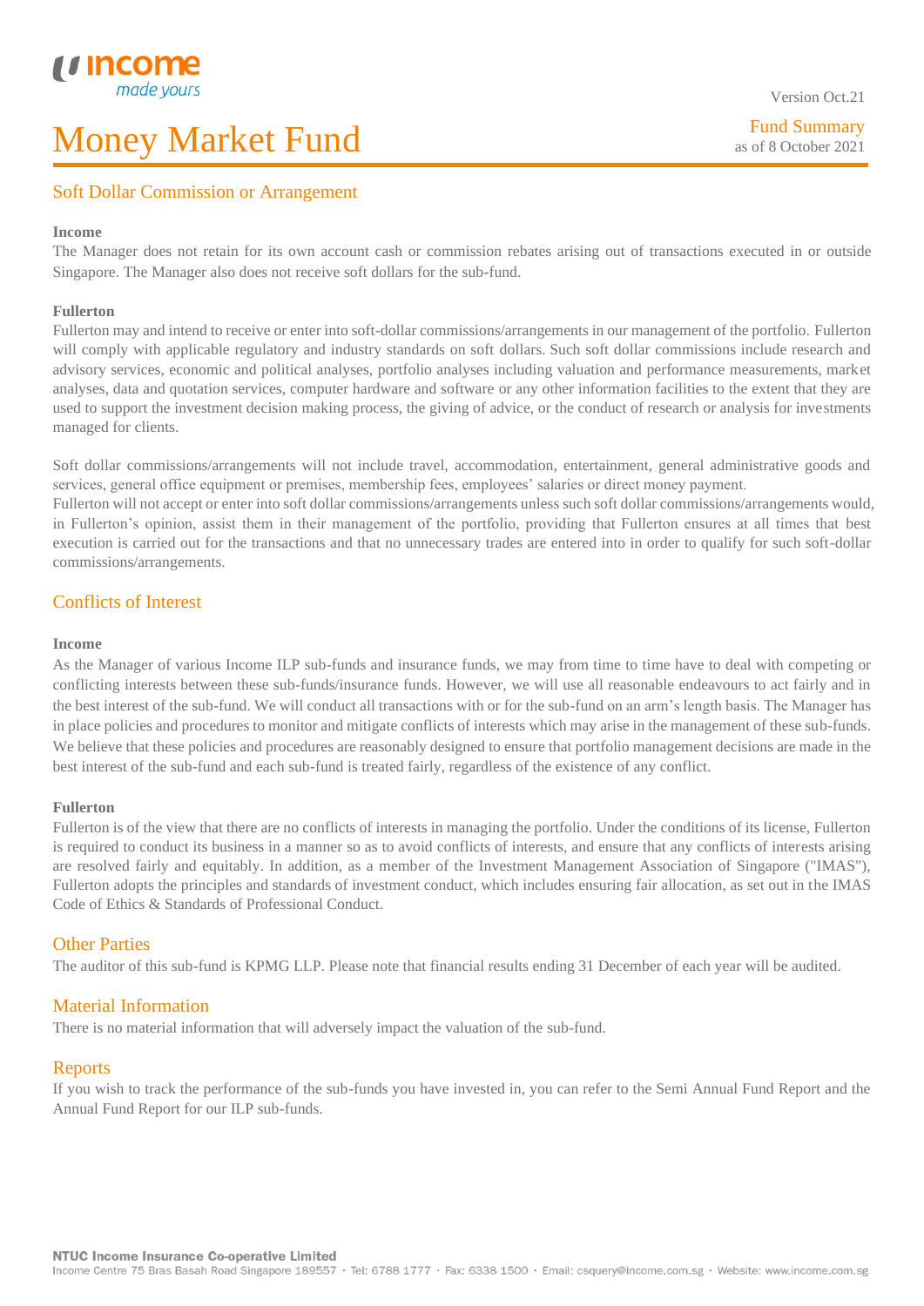## Soft Dollar Commission or Arrangement

**Income**

The Manager does not retain for its own account cash or commission rebates arising out of transactions executed in or outside Singapore. The Manager also does not receive soft dollars for the sub-fund.

**Fullerton**

Fullerton may and intend to receive or enter into soft-dollar commissions/arrangements in our management of the portfolio. Fullerton will comply with applicable regulatory and industry standards on soft dollars. Such soft dollar commissions include research and advisory services, economic and political analyses, portfolio analyses including valuation and performance measurements, market analyses, data and quotation services, computer hardware and software or any other information facilities to the extent that they are used to support the investment decision making process, the giving of advice, or the conduct of research or analysis for investments managed for clients.

Soft dollar commissions/arrangements will not include travel, accommodation, entertainment, general administrative goods and services, general office equipment or premises, membership fees, employees' salaries or direct money payment.

Fullerton will not accept or enter into soft dollar commissions/arrangements unless such soft dollar commissions/arrangements would, in Fullerton's opinion, assist them in their management of the portfolio, providing that Fullerton ensures at all times that best execution is carried out for the transactions and that no unnecessary trades are entered into in order to qualify for such soft-dollar commissions/arrangements.

## Conflicts of Interest

**Income**

As the Manager of various Income ILP sub-funds and insurance funds, we may from time to time have to deal with competing or conflicting interests between these sub-funds/insurance funds. However, we will use all reasonable endeavours to act fairly and in the best interest of the sub-fund. We will conduct all transactions with or for the sub-fund on an arm's length basis. The Manager has in place policies and procedures to monitor and mitigate conflicts of interests which may arise in the management of these sub-funds. We believe that these policies and procedures are reasonably designed to ensure that portfolio management decisions are made in the best interest of the sub-fund and each sub-fund is treated fairly, regardless of the existence of any conflict.

**Fullerton**

Fullerton is of the view that there are no conflicts of interests in managing the portfolio. Under the conditions of its license, Fullerton is required to conduct its business in a manner so as to avoid conflicts of interests, and ensure that any conflicts of interests arising are resolved fairly and equitably. In addition, as a member of the Investment Management Association of Singapore ("IMAS"), Fullerton adopts the principles and standards of investment conduct, which includes ensuring fair allocation, as set out in the IMAS Code of Ethics & Standards of Professional Conduct.

## Other Parties

The auditor of this sub-fund is KPMG LLP. Please note that financial results ending 31 December of each year will be audited.

## Material Information

There is no material information that will adversely impact the valuation of the sub-fund.

## Reports

If you wish to track the performance of the sub-funds you have invested in, you can refer to the Semi Annual Fund Report and the Annual Fund Report for our ILP sub-funds.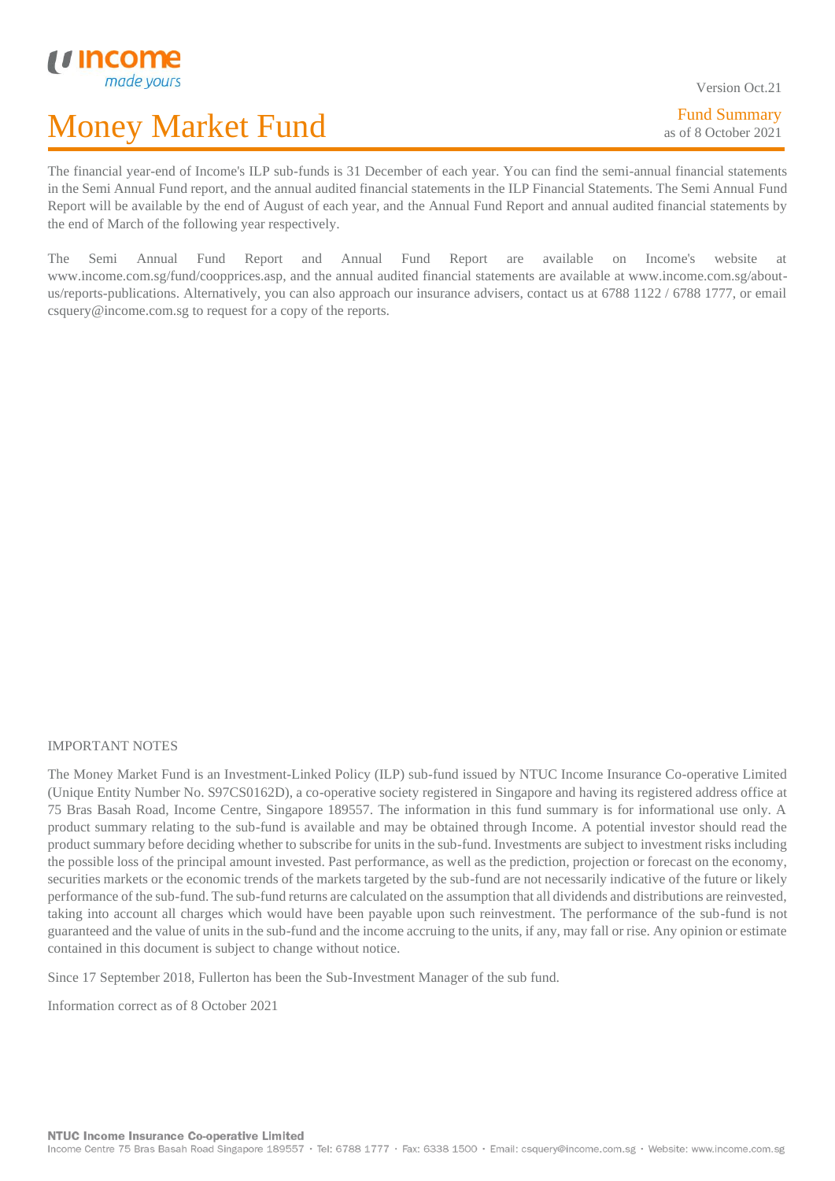# Money Market Fund

Version Oct.21

Fund Summary
as of 8 October 2021

The financial year-end of Income's ILP sub-funds is 31 December of each year. You can find the semi-annual financial statements in the Semi Annual Fund report, and the annual audited financial statements in the ILP Financial Statements. The Semi Annual Fund Report will be available by the end of August of each year, and the Annual Fund Report and annual audited financial statements by the end of March of the following year respectively.

The Semi Annual Fund Report and Annual Fund Report are available on Income's website at www.income.com.sg/fund/coopprices.asp, and the annual audited financial statements are available at www.income.com.sg/about-us/reports-publications. Alternatively, you can also approach our insurance advisers, contact us at 6788 1122 / 6788 1777, or email csquery@income.com.sg to request for a copy of the reports.

IMPORTANT NOTES

The Money Market Fund is an Investment-Linked Policy (ILP) sub-fund issued by NTUC Income Insurance Co-operative Limited (Unique Entity Number No. S97CS0162D), a co-operative society registered in Singapore and having its registered address office at 75 Bras Basah Road, Income Centre, Singapore 189557. The information in this fund summary is for informational use only. A product summary relating to the sub-fund is available and may be obtained through Income. A potential investor should read the product summary before deciding whether to subscribe for units in the sub-fund. Investments are subject to investment risks including the possible loss of the principal amount invested. Past performance, as well as the prediction, projection or forecast on the economy, securities markets or the economic trends of the markets targeted by the sub-fund are not necessarily indicative of the future or likely performance of the sub-fund. The sub-fund returns are calculated on the assumption that all dividends and distributions are reinvested, taking into account all charges which would have been payable upon such reinvestment. The performance of the sub-fund is not guaranteed and the value of units in the sub-fund and the income accruing to the units, if any, may fall or rise. Any opinion or estimate contained in this document is subject to change without notice.

Since 17 September 2018, Fullerton has been the Sub-Investment Manager of the sub fund.

Information correct as of 8 October 2021